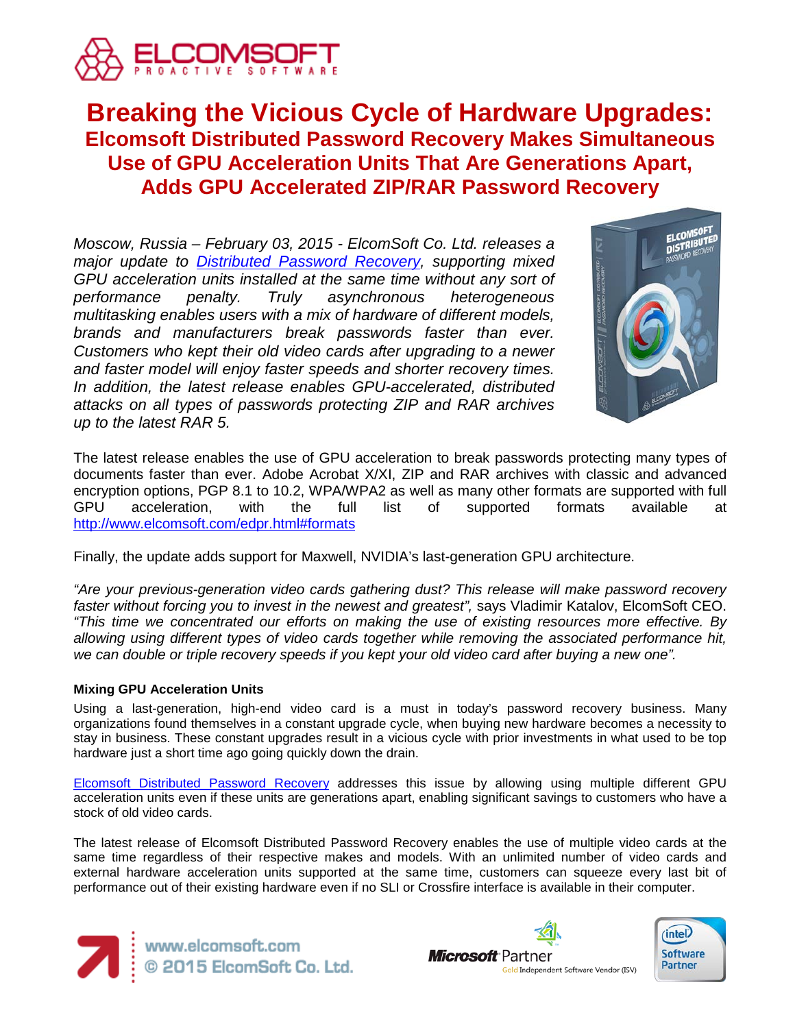# Breaking the Vicious Cycle of Hardware Upgrades:

## Elcomsoft Distributed Password Recovery Makes Simultaneous Use of GPU Acceleration Units That Are Generations Apart, Adds GPU Accelerated ZIP/RAR Password Recovery

*Moscow, Russia – February 03, 2015 - ElcomSoft Co. Ltd. releases a major update to [Distributed Password Recovery](), supporting mixed GPU acceleration units installed at the same time without any sort of performance penalty. Truly asynchronous heterogeneous multitasking enables users with a mix of hardware of different models, brands and manufacturers break passwords faster than ever. Customers who kept their old video cards after upgrading to a newer and faster model will enjoy faster speeds and shorter recovery times. In addition, the latest release enables GPU-accelerated, distributed attacks on all types of passwords protecting ZIP and RAR archives up to the latest RAR 5.*

The latest release enables the use of GPU acceleration to break passwords protecting many types of documents faster than ever. Adobe Acrobat X/XI, ZIP and RAR archives with classic and advanced encryption options, PGP 8.1 to 10.2, WPA/WPA2 as well as many other formats are supported with full GPU acceleration, with the full list of supported formats available at http://www.elcomsoft.com/edpr.html#formats

Finally, the update adds support for Maxwell, NVIDIA's last-generation GPU architecture.

*"Are your previous-generation video cards gathering dust? This release will make password recovery faster without forcing you to invest in the newest and greatest",* says Vladimir Katalov, ElcomSoft CEO. *"This time we concentrated our efforts on making the use of existing resources more effective. By allowing using different types of video cards together while removing the associated performance hit, we can double or triple recovery speeds if you kept your old video card after buying a new one".*

### Mixing GPU Acceleration Units

Using a last-generation, high-end video card is a must in today's password recovery business. Many organizations found themselves in a constant upgrade cycle, when buying new hardware becomes a necessity to stay in business. These constant upgrades result in a vicious cycle with prior investments in what used to be top hardware just a short time ago going quickly down the drain.

[Elcomsoft Distributed Password Recovery]() addresses this issue by allowing using multiple different GPU acceleration units even if these units are generations apart, enabling significant savings to customers who have a stock of old video cards.

The latest release of Elcomsoft Distributed Password Recovery enables the use of multiple video cards at the same time regardless of their respective makes and models. With an unlimited number of video cards and external hardware acceleration units supported at the same time, customers can squeeze every last bit of performance out of their existing hardware even if no SLI or Crossfire interface is available in their computer.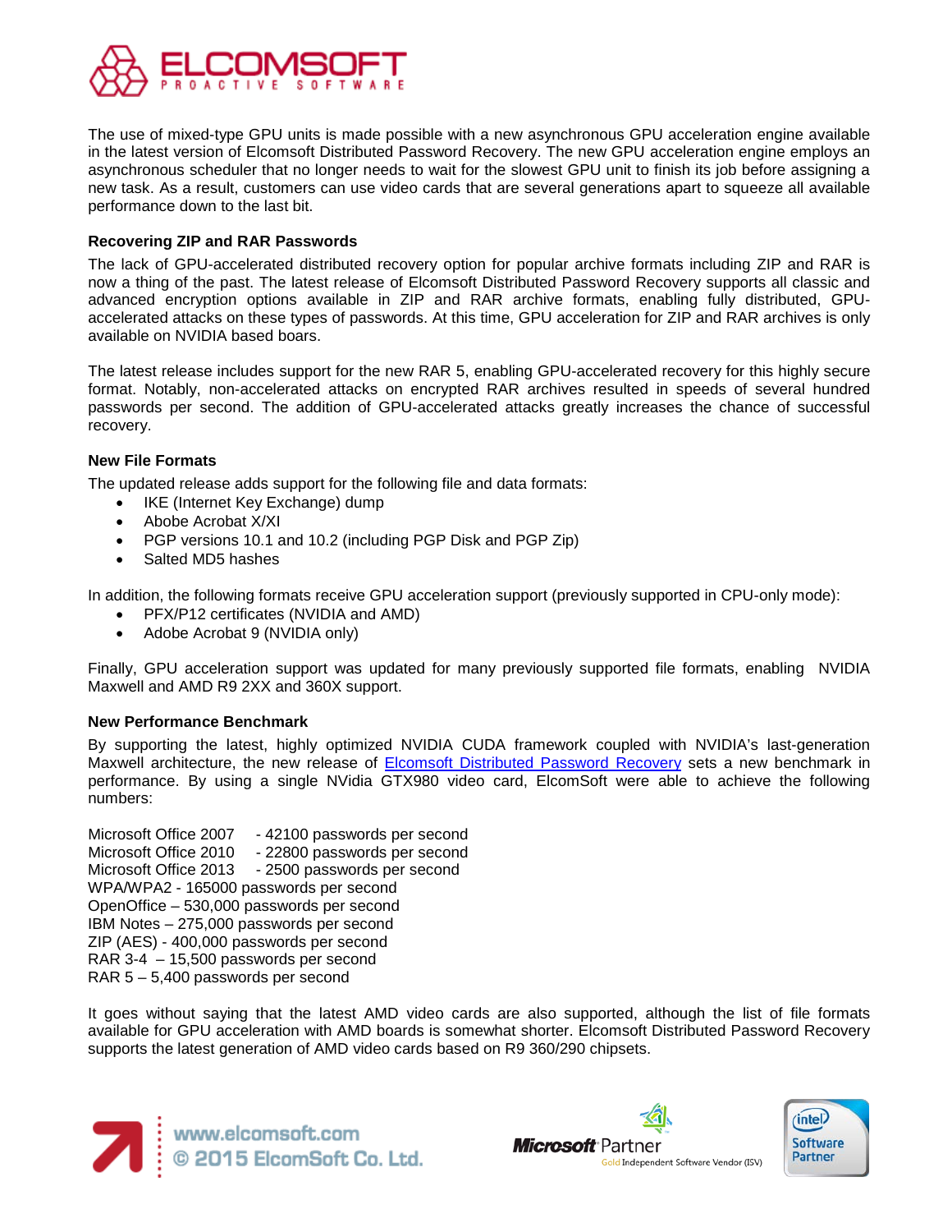The use of mixed-type GPU units is made possible with a new asynchronous GPU acceleration engine available in the latest version of Elcomsoft Distributed Password Recovery. The new GPU acceleration engine employs an asynchronous scheduler that no longer needs to wait for the slowest GPU unit to finish its job before assigning a new task. As a result, customers can use video cards that are several generations apart to squeeze all available performance down to the last bit.

**Recovering ZIP and RAR Passwords**

The lack of GPU-accelerated distributed recovery option for popular archive formats including ZIP and RAR is now a thing of the past. The latest release of Elcomsoft Distributed Password Recovery supports all classic and advanced encryption options available in ZIP and RAR archive formats, enabling fully distributed, GPU-accelerated attacks on these types of passwords. At this time, GPU acceleration for ZIP and RAR archives is only available on NVIDIA based boars.

The latest release includes support for the new RAR 5, enabling GPU-accelerated recovery for this highly secure format. Notably, non-accelerated attacks on encrypted RAR archives resulted in speeds of several hundred passwords per second. The addition of GPU-accelerated attacks greatly increases the chance of successful recovery.

**New File Formats**

The updated release adds support for the following file and data formats:

- IKE (Internet Key Exchange) dump
- Abobe Acrobat X/XI
- PGP versions 10.1 and 10.2 (including PGP Disk and PGP Zip)
- Salted MD5 hashes

In addition, the following formats receive GPU acceleration support (previously supported in CPU-only mode):

- PFX/P12 certificates (NVIDIA and AMD)
- Adobe Acrobat 9 (NVIDIA only)

Finally, GPU acceleration support was updated for many previously supported file formats, enabling NVIDIA Maxwell and AMD R9 2XX and 360X support.

**New Performance Benchmark**

By supporting the latest, highly optimized NVIDIA CUDA framework coupled with NVIDIA's last-generation Maxwell architecture, the new release of Elcomsoft Distributed Password Recovery sets a new benchmark in performance. By using a single NVidia GTX980 video card, ElcomSoft were able to achieve the following numbers:

Microsoft Office 2007 - 42100 passwords per second
Microsoft Office 2010 - 22800 passwords per second
Microsoft Office 2013 - 2500 passwords per second
WPA/WPA2 - 165000 passwords per second
OpenOffice – 530,000 passwords per second
IBM Notes – 275,000 passwords per second
ZIP (AES) - 400,000 passwords per second
RAR 3-4 – 15,500 passwords per second
RAR 5 – 5,400 passwords per second

It goes without saying that the latest AMD video cards are also supported, although the list of file formats available for GPU acceleration with AMD boards is somewhat shorter. Elcomsoft Distributed Password Recovery supports the latest generation of AMD video cards based on R9 360/290 chipsets.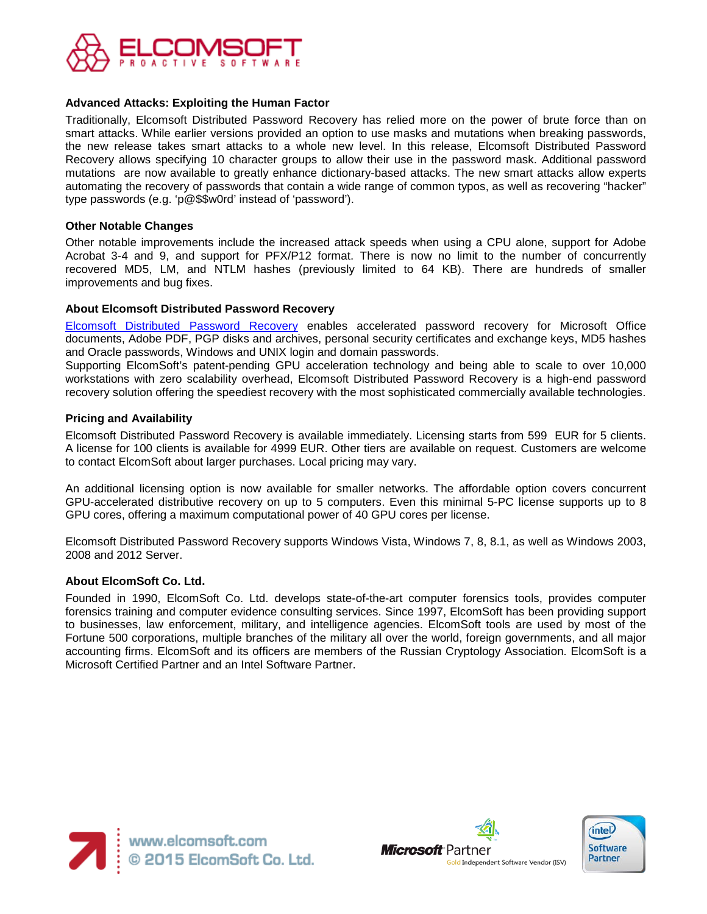### Advanced Attacks: Exploiting the Human Factor

Traditionally, Elcomsoft Distributed Password Recovery has relied more on the power of brute force than on smart attacks. While earlier versions provided an option to use masks and mutations when breaking passwords, the new release takes smart attacks to a whole new level. In this release, Elcomsoft Distributed Password Recovery allows specifying 10 character groups to allow their use in the password mask. Additional password mutations are now available to greatly enhance dictionary-based attacks. The new smart attacks allow experts automating the recovery of passwords that contain a wide range of common typos, as well as recovering “hacker” type passwords (e.g. ‘p@$$w0rd’ instead of ‘password’).

### Other Notable Changes

Other notable improvements include the increased attack speeds when using a CPU alone, support for Adobe Acrobat 3-4 and 9, and support for PFX/P12 format. There is now no limit to the number of concurrently recovered MD5, LM, and NTLM hashes (previously limited to 64 KB). There are hundreds of smaller improvements and bug fixes.

### About Elcomsoft Distributed Password Recovery

Elcomsoft Distributed Password Recovery enables accelerated password recovery for Microsoft Office documents, Adobe PDF, PGP disks and archives, personal security certificates and exchange keys, MD5 hashes and Oracle passwords, Windows and UNIX login and domain passwords.

Supporting ElcomSoft’s patent-pending GPU acceleration technology and being able to scale to over 10,000 workstations with zero scalability overhead, Elcomsoft Distributed Password Recovery is a high-end password recovery solution offering the speediest recovery with the most sophisticated commercially available technologies.

### Pricing and Availability

Elcomsoft Distributed Password Recovery is available immediately. Licensing starts from 599 EUR for 5 clients. A license for 100 clients is available for 4999 EUR. Other tiers are available on request. Customers are welcome to contact ElcomSoft about larger purchases. Local pricing may vary.

An additional licensing option is now available for smaller networks. The affordable option covers concurrent GPU-accelerated distributive recovery on up to 5 computers. Even this minimal 5-PC license supports up to 8 GPU cores, offering a maximum computational power of 40 GPU cores per license.

Elcomsoft Distributed Password Recovery supports Windows Vista, Windows 7, 8, 8.1, as well as Windows 2003, 2008 and 2012 Server.

### About ElcomSoft Co. Ltd.

Founded in 1990, ElcomSoft Co. Ltd. develops state-of-the-art computer forensics tools, provides computer forensics training and computer evidence consulting services. Since 1997, ElcomSoft has been providing support to businesses, law enforcement, military, and intelligence agencies. ElcomSoft tools are used by most of the Fortune 500 corporations, multiple branches of the military all over the world, foreign governments, and all major accounting firms. ElcomSoft and its officers are members of the Russian Cryptology Association. ElcomSoft is a Microsoft Certified Partner and an Intel Software Partner.